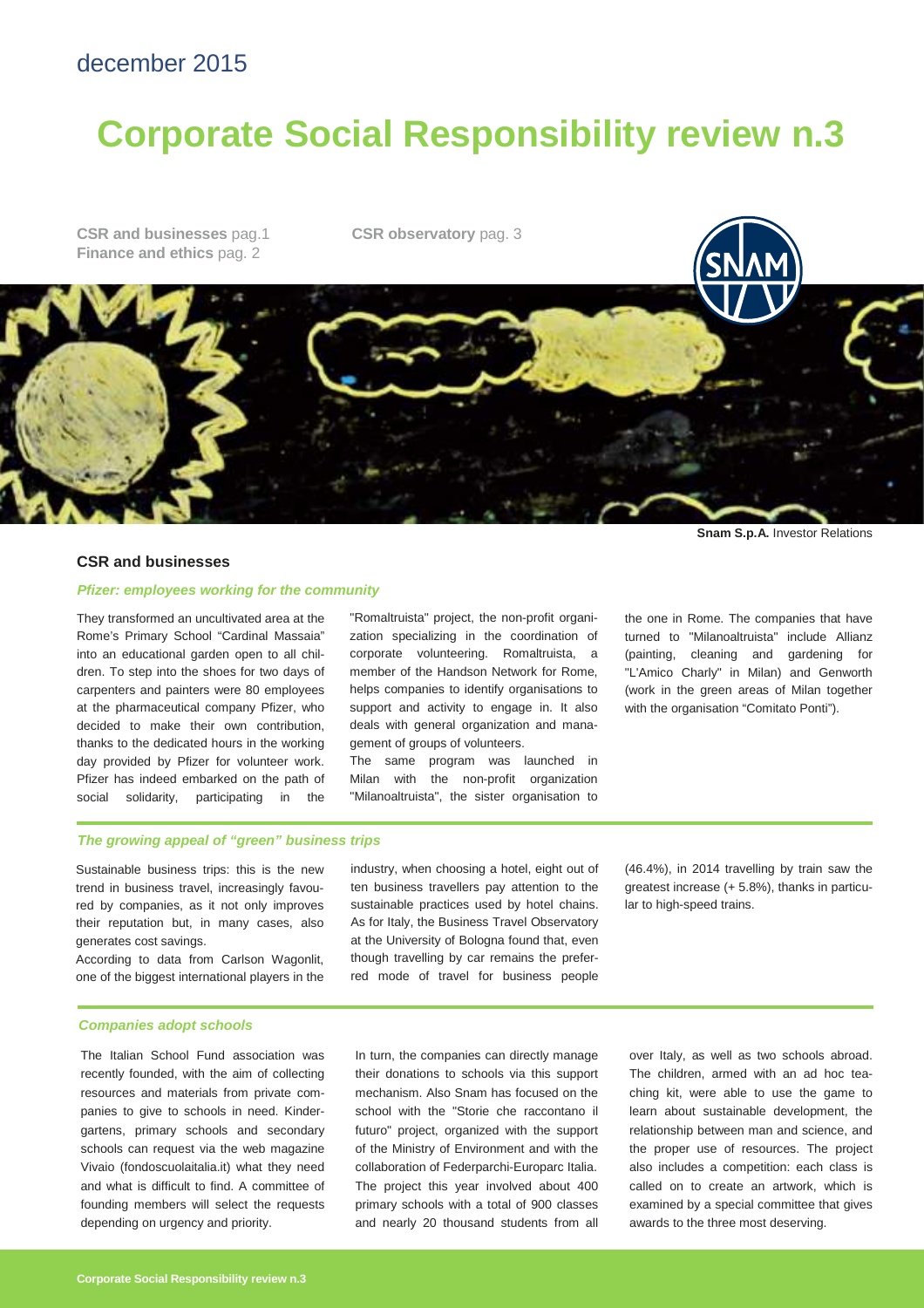december 2015

# Corporate Social Responsibility review n.3

**CSR and businesses** pag.1
**Finance and ethics** pag. 2
**CSR observatory** pag. 3

**Snam S.p.A.** Investor Relations

## CSR and businesses

### *Pfizer: employees working for the community*

They transformed an uncultivated area at the Rome's Primary School "Cardinal Massaia" into an educational garden open to all children. To step into the shoes for two days of carpenters and painters were 80 employees at the pharmaceutical company Pfizer, who decided to make their own contribution, thanks to the dedicated hours in the working day provided by Pfizer for volunteer work. Pfizer has indeed embarked on the path of social solidarity, participating in the "Romaltruista" project, the non-profit organization specializing in the coordination of corporate volunteering. Romaltruista, a member of the Handson Network for Rome, helps companies to identify organisations to support and activity to engage in. It also deals with general organization and management of groups of volunteers.

The same program was launched in Milan with the non-profit organization "Milanoaltruista", the sister organisation to the one in Rome. The companies that have turned to "Milanoaltruista" include Allianz (painting, cleaning and gardening for "L'Amico Charly" in Milan) and Genworth (work in the green areas of Milan together with the organisation "Comitato Ponti").

### *The growing appeal of "green" business trips*

Sustainable business trips: this is the new trend in business travel, increasingly favoured by companies, as it not only improves their reputation but, in many cases, also generates cost savings.

According to data from Carlson Wagonlit, one of the biggest international players in the industry, when choosing a hotel, eight out of ten business travellers pay attention to the sustainable practices used by hotel chains. As for Italy, the Business Travel Observatory at the University of Bologna found that, even though travelling by car remains the preferred mode of travel for business people (46.4%), in 2014 travelling by train saw the greatest increase (+ 5.8%), thanks in particular to high-speed trains.

### *Companies adopt schools*

The Italian School Fund association was recently founded, with the aim of collecting resources and materials from private companies to give to schools in need. Kindergartens, primary schools and secondary schools can request via the web magazine Vivaio (fondoscuolaitalia.it) what they need and what is difficult to find. A committee of founding members will select the requests depending on urgency and priority.

In turn, the companies can directly manage their donations to schools via this support mechanism. Also Snam has focused on the school with the "Storie che raccontano il futuro" project, organized with the support of the Ministry of Environment and with the collaboration of Federparchi-Europarc Italia. The project this year involved about 400 primary schools with a total of 900 classes and nearly 20 thousand students from all over Italy, as well as two schools abroad. The children, armed with an ad hoc teaching kit, were able to use the game to learn about sustainable development, the relationship between man and science, and the proper use of resources. The project also includes a competition: each class is called on to create an artwork, which is examined by a special committee that gives awards to the three most deserving.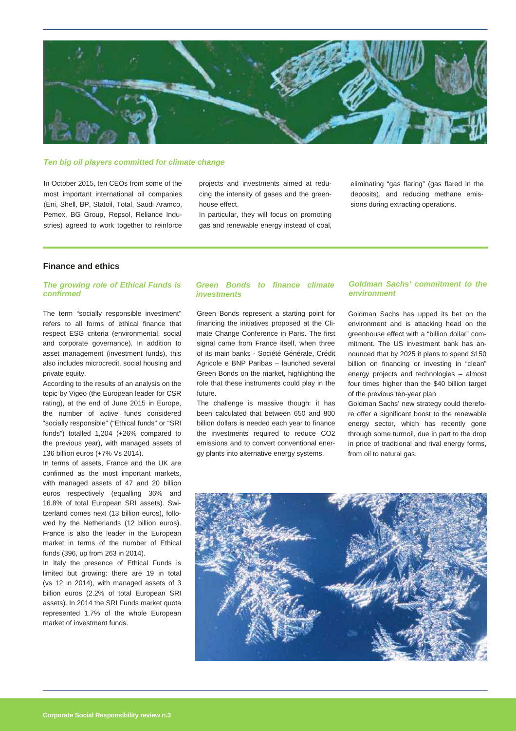### *Ten big oil players committed for climate change*

In October 2015, ten CEOs from some of the most important international oil companies (Eni, Shell, BP, Statoil, Total, Saudi Aramco, Pemex, BG Group, Repsol, Reliance Industries) agreed to work together to reinforce projects and investments aimed at reducing the intensity of gases and the greenhouse effect.
In particular, they will focus on promoting gas and renewable energy instead of coal, eliminating "gas flaring" (gas flared in the deposits), and reducing methane emissions during extracting operations.

## Finance and ethics

### *The growing role of Ethical Funds is confirmed*

The term "socially responsible investment" refers to all forms of ethical finance that respect ESG criteria (environmental, social and corporate governance). In addition to asset management (investment funds), this also includes microcredit, social housing and private equity.
According to the results of an analysis on the topic by Vigeo (the European leader for CSR rating), at the end of June 2015 in Europe, the number of active funds considered "socially responsible" ("Ethical funds" or "SRI funds") totalled 1,204 (+26% compared to the previous year), with managed assets of 136 billion euros (+7% Vs 2014).
In terms of assets, France and the UK are confirmed as the most important markets, with managed assets of 47 and 20 billion euros respectively (equalling 36% and 16.8% of total European SRI assets). Switzerland comes next (13 billion euros), followed by the Netherlands (12 billion euros). France is also the leader in the European market in terms of the number of Ethical funds (396, up from 263 in 2014).
In Italy the presence of Ethical Funds is limited but growing: there are 19 in total (vs 12 in 2014), with managed assets of 3 billion euros (2.2% of total European SRI assets). In 2014 the SRI Funds market quota represented 1.7% of the whole European market of investment funds.

### *Green Bonds to finance climate investments*

Green Bonds represent a starting point for financing the initiatives proposed at the Climate Change Conference in Paris. The first signal came from France itself, when three of its main banks - Société Générale, Crédit Agricole e BNP Paribas – launched several Green Bonds on the market, highlighting the role that these instruments could play in the future.
The challenge is massive though: it has been calculated that between 650 and 800 billion dollars is needed each year to finance the investments required to reduce $CO_2$ emissions and to convert conventional energy plants into alternative energy systems.

### *Goldman Sachs' commitment to the environment*

Goldman Sachs has upped its bet on the environment and is attacking head on the greenhouse effect with a "billion dollar" commitment. The US investment bank has announced that by 2025 it plans to spend $150 billion on financing or investing in "clean" energy projects and technologies – almost four times higher than the $40 billion target of the previous ten-year plan.
Goldman Sachs' new strategy could therefore offer a significant boost to the renewable energy sector, which has recently gone through some turmoil, due in part to the drop in price of traditional and rival energy forms, from oil to natural gas.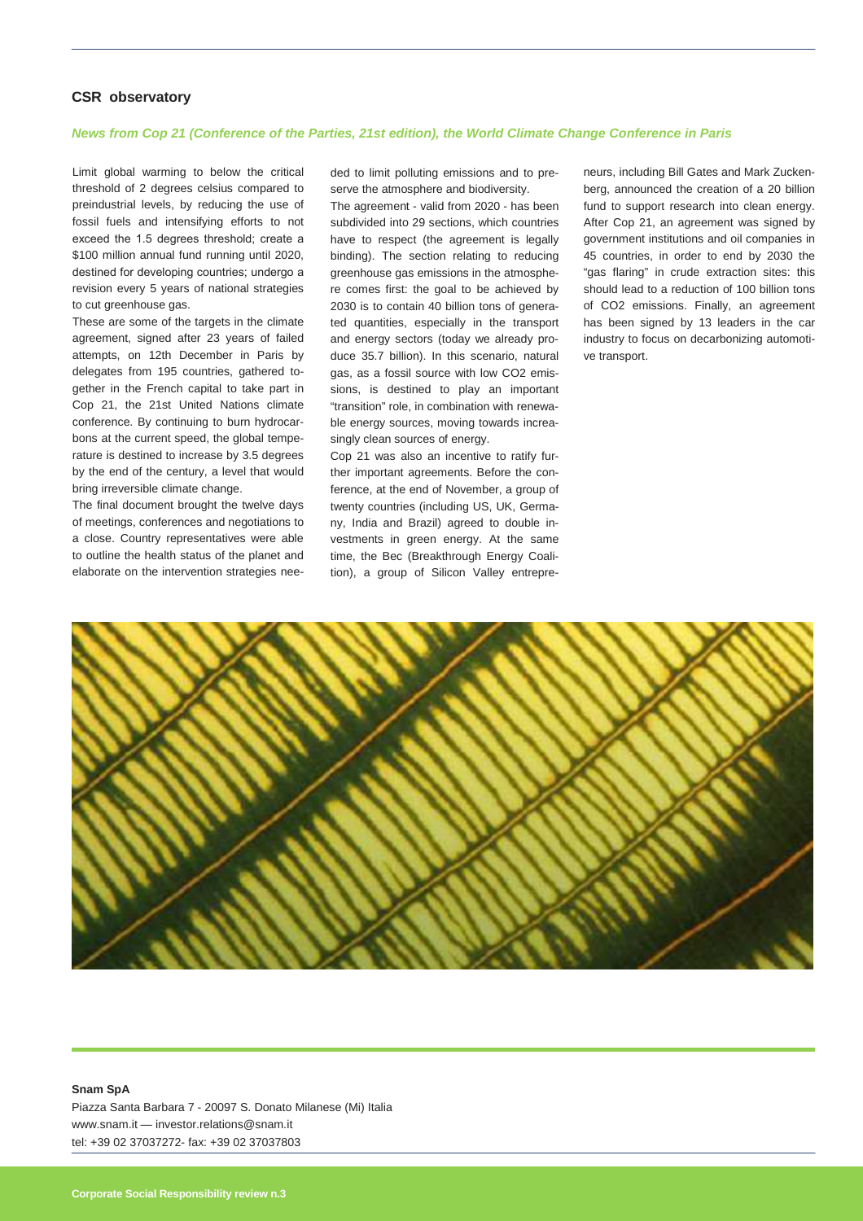## CSR observatory

***News from Cop 21 (Conference of the Parties, 21st edition), the World Climate Change Conference in Paris***

Limit global warming to below the critical threshold of 2 degrees celsius compared to preindustrial levels, by reducing the use of fossil fuels and intensifying efforts to not exceed the 1.5 degrees threshold; create a \$100 million annual fund running until 2020, destined for developing countries; undergo a revision every 5 years of national strategies to cut greenhouse gas.

These are some of the targets in the climate agreement, signed after 23 years of failed attempts, on 12th December in Paris by delegates from 195 countries, gathered together in the French capital to take part in Cop 21, the 21st United Nations climate conference. By continuing to burn hydrocarbons at the current speed, the global temperature is destined to increase by 3.5 degrees by the end of the century, a level that would bring irreversible climate change.

The final document brought the twelve days of meetings, conferences and negotiations to a close. Country representatives were able to outline the health status of the planet and elaborate on the intervention strategies needed to limit polluting emissions and to preserve the atmosphere and biodiversity.

The agreement - valid from 2020 - has been subdivided into 29 sections, which countries have to respect (the agreement is legally binding). The section relating to reducing greenhouse gas emissions in the atmosphere comes first: the goal to be achieved by 2030 is to contain 40 billion tons of generated quantities, especially in the transport and energy sectors (today we already produce 35.7 billion). In this scenario, natural gas, as a fossil source with low CO2 emissions, is destined to play an important "transition" role, in combination with renewable energy sources, moving towards increasingly clean sources of energy.

Cop 21 was also an incentive to ratify further important agreements. Before the conference, at the end of November, a group of twenty countries (including US, UK, Germany, India and Brazil) agreed to double investments in green energy. At the same time, the Bec (Breakthrough Energy Coalition), a group of Silicon Valley entrepreneurs, including Bill Gates and Mark Zuckenberg, announced the creation of a 20 billion fund to support research into clean energy. After Cop 21, an agreement was signed by government institutions and oil companies in 45 countries, in order to end by 2030 the "gas flaring" in crude extraction sites: this should lead to a reduction of 100 billion tons of CO2 emissions. Finally, an agreement has been signed by 13 leaders in the car industry to focus on decarbonizing automotive transport.

**Snam SpA**
Piazza Santa Barbara 7 - 20097 S. Donato Milanese (Mi) Italia
www.snam.it — investor.relations@snam.it
tel: +39 02 37037272- fax: +39 02 37037803